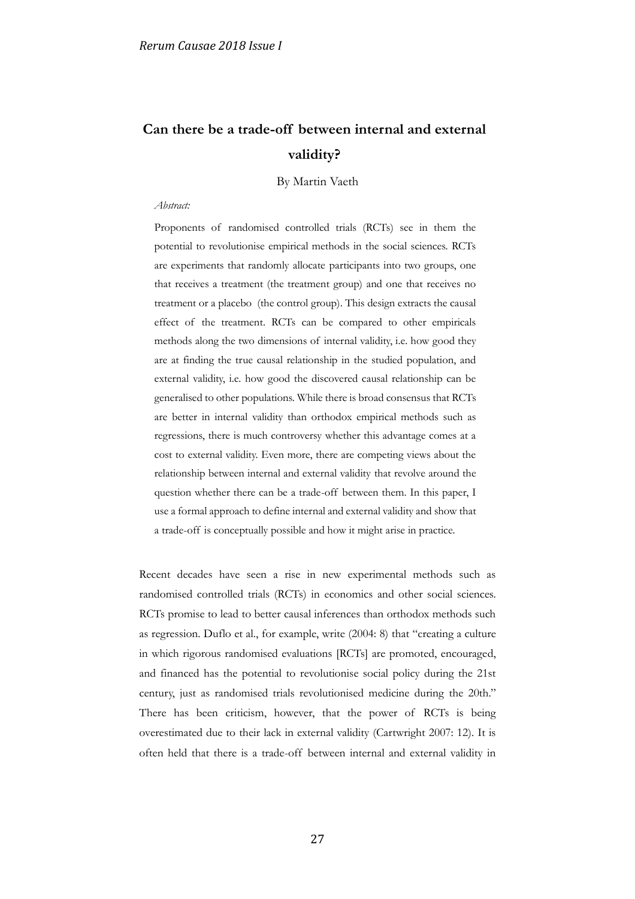# Can there be a trade-off between internal and external validity?

By Martin Vaeth

*Abstract:*

Proponents of randomised controlled trials (RCTs) see in them the potential to revolutionise empirical methods in the social sciences. RCTs are experiments that randomly allocate participants into two groups, one that receives a treatment (the treatment group) and one that receives no treatment or a placebo (the control group). This design extracts the causal effect of the treatment. RCTs can be compared to other empiricals methods along the two dimensions of internal validity, i.e. how good they are at finding the true causal relationship in the studied population, and external validity, i.e. how good the discovered causal relationship can be generalised to other populations. While there is broad consensus that RCTs are better in internal validity than orthodox empirical methods such as regressions, there is much controversy whether this advantage comes at a cost to external validity. Even more, there are competing views about the relationship between internal and external validity that revolve around the question whether there can be a trade-off between them. In this paper, I use a formal approach to define internal and external validity and show that a trade-off is conceptually possible and how it might arise in practice.

Recent decades have seen a rise in new experimental methods such as randomised controlled trials (RCTs) in economics and other social sciences. RCTs promise to lead to better causal inferences than orthodox methods such as regression. Duflo et al., for example, write (2004: 8) that "creating a culture in which rigorous randomised evaluations [RCTs] are promoted, encouraged, and financed has the potential to revolutionise social policy during the 21st century, just as randomised trials revolutionised medicine during the 20th." There has been criticism, however, that the power of RCTs is being overestimated due to their lack in external validity (Cartwright 2007: 12). It is often held that there is a trade-off between internal and external validity in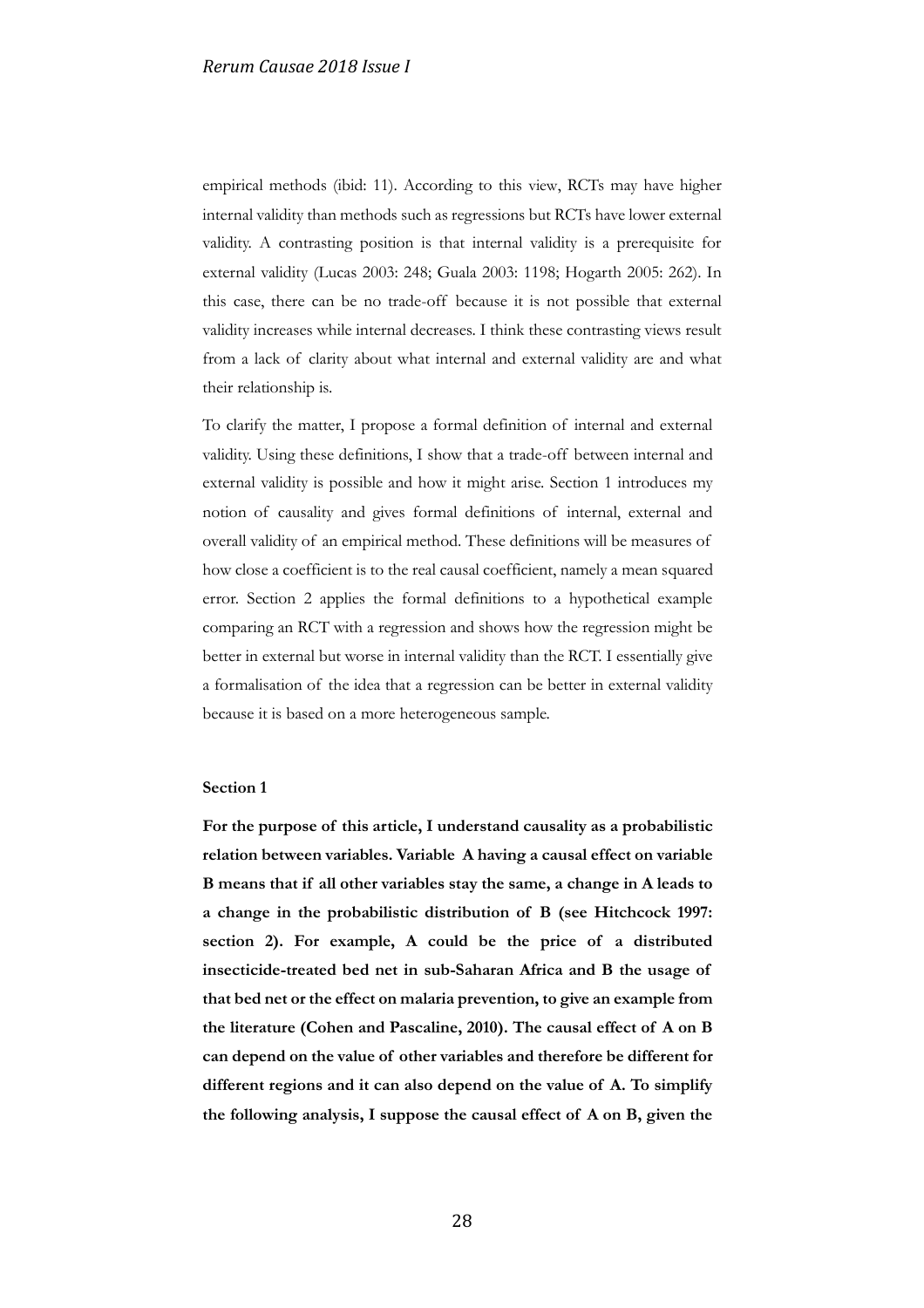empirical methods (ibid: 11). According to this view, RCTs may have higher internal validity than methods such as regressions but RCTs have lower external validity. A contrasting position is that internal validity is a prerequisite for external validity (Lucas 2003: 248; Guala 2003: 1198; Hogarth 2005: 262). In this case, there can be no trade-off because it is not possible that external validity increases while internal decreases. I think these contrasting views result from a lack of clarity about what internal and external validity are and what their relationship is.

To clarify the matter, I propose a formal definition of internal and external validity. Using these definitions, I show that a trade-off between internal and external validity is possible and how it might arise. Section 1 introduces my notion of causality and gives formal definitions of internal, external and overall validity of an empirical method. These definitions will be measures of how close a coefficient is to the real causal coefficient, namely a mean squared error. Section 2 applies the formal definitions to a hypothetical example comparing an RCT with a regression and shows how the regression might be better in external but worse in internal validity than the RCT. I essentially give a formalisation of the idea that a regression can be better in external validity because it is based on a more heterogeneous sample.

**Section 1**

**For the purpose of this article, I understand causality as a probabilistic relation between variables. Variable A having a causal effect on variable B means that if all other variables stay the same, a change in A leads to a change in the probabilistic distribution of B (see Hitchcock 1997: section 2). For example, A could be the price of a distributed insecticide-treated bed net in sub-Saharan Africa and B the usage of that bed net or the effect on malaria prevention, to give an example from the literature (Cohen and Pascaline, 2010). The causal effect of A on B can depend on the value of other variables and therefore be different for different regions and it can also depend on the value of A. To simplify the following analysis, I suppose the causal effect of A on B, given the**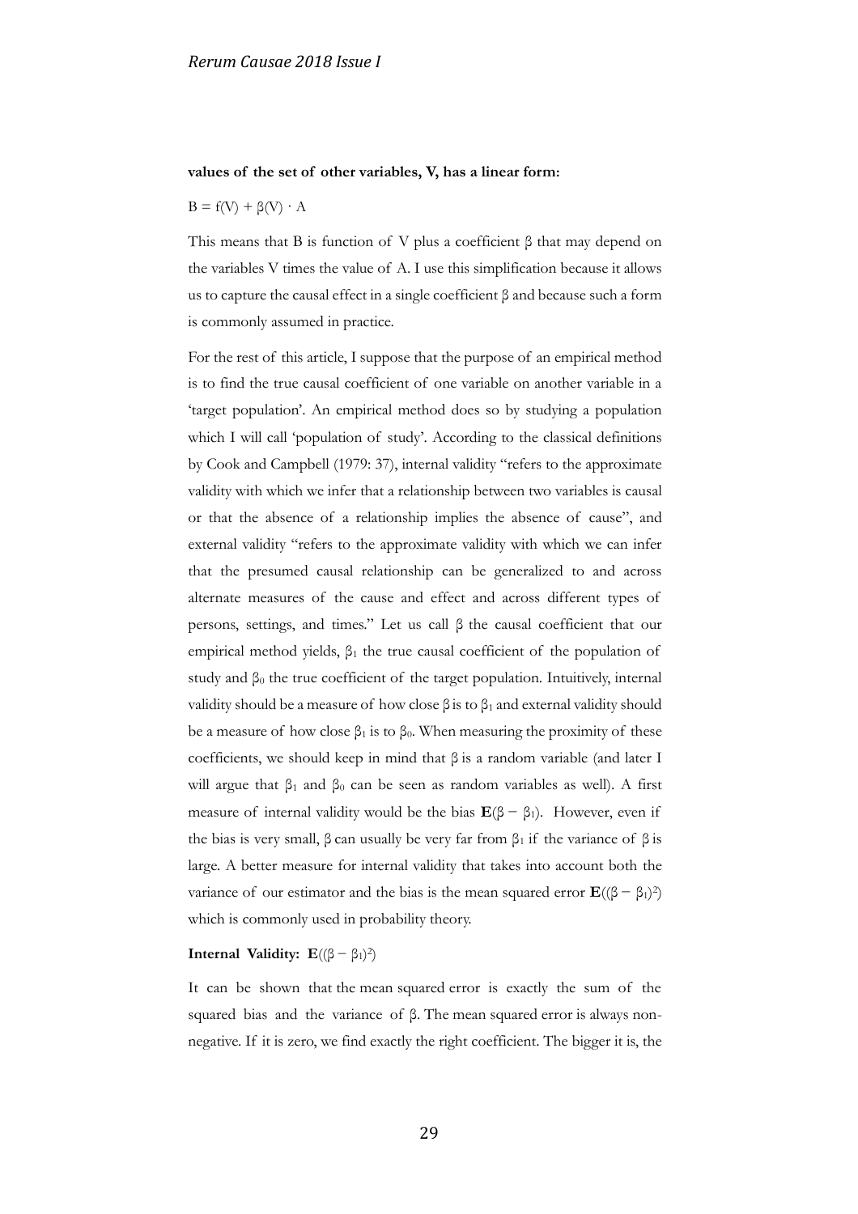**values of the set of other variables, V, has a linear form:**

$$B = f(V) + \beta(V) \cdot A$$

This means that B is function of V plus a coefficient β that may depend on the variables V times the value of A. I use this simplification because it allows us to capture the causal effect in a single coefficient β and because such a form is commonly assumed in practice.

For the rest of this article, I suppose that the purpose of an empirical method is to find the true causal coefficient of one variable on another variable in a 'target population'. An empirical method does so by studying a population which I will call 'population of study'. According to the classical definitions by Cook and Campbell (1979: 37), internal validity "refers to the approximate validity with which we infer that a relationship between two variables is causal or that the absence of a relationship implies the absence of cause", and external validity "refers to the approximate validity with which we can infer that the presumed causal relationship can be generalized to and across alternate measures of the cause and effect and across different types of persons, settings, and times." Let us call β the causal coefficient that our empirical method yields, $\beta_1$ the true causal coefficient of the population of study and $\beta_0$ the true coefficient of the target population. Intuitively, internal validity should be a measure of how close β is to $\beta_1$ and external validity should be a measure of how close $\beta_1$ is to $\beta_0$. When measuring the proximity of these coefficients, we should keep in mind that β is a random variable (and later I will argue that $\beta_1$ and $\beta_0$ can be seen as random variables as well). A first measure of internal validity would be the bias $\mathbf{E}(\beta - \beta_1)$. However, even if the bias is very small, β can usually be very far from $\beta_1$ if the variance of β is large. A better measure for internal validity that takes into account both the variance of our estimator and the bias is the mean squared error $\mathbf{E}((\beta - \beta_1)^2)$ which is commonly used in probability theory.

**Internal Validity:** $\mathbf{E}((\beta - \beta_1)^2)$

It can be shown that the mean squared error is exactly the sum of the squared bias and the variance of β. The mean squared error is always non-negative. If it is zero, we find exactly the right coefficient. The bigger it is, the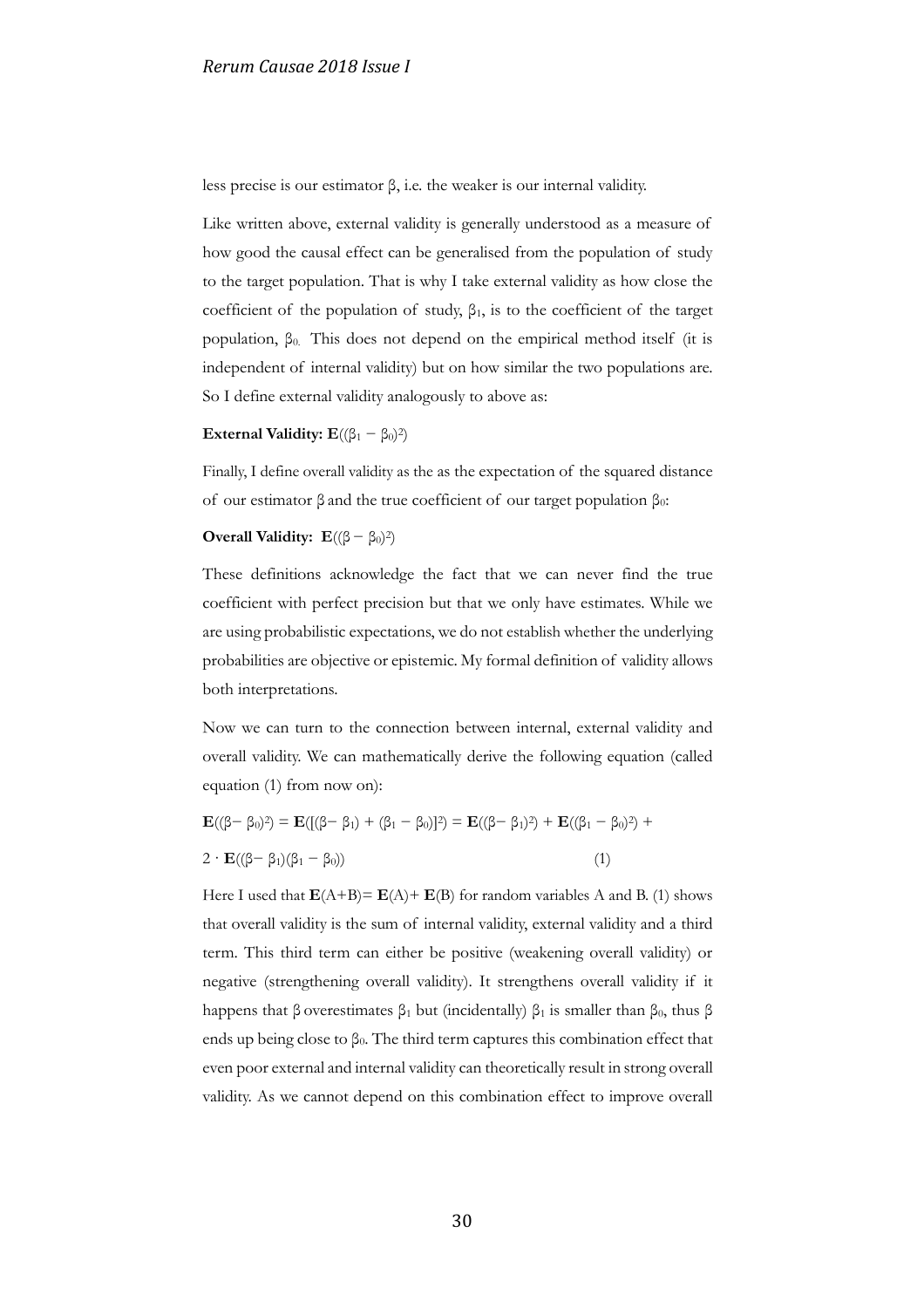less precise is our estimator $\beta$, i.e. the weaker is our internal validity.

Like written above, external validity is generally understood as a measure of how good the causal effect can be generalised from the population of study to the target population. That is why I take external validity as how close the coefficient of the population of study, $\beta_1$, is to the coefficient of the target population, $\beta_0$. This does not depend on the empirical method itself (it is independent of internal validity) but on how similar the two populations are. So I define external validity analogously to above as:

**External Validity:** $\mathbf{E}((\beta_1 - \beta_0)^2)$

Finally, I define overall validity as the as the expectation of the squared distance of our estimator $\beta$ and the true coefficient of our target population $\beta_0$:

**Overall Validity:** $\mathbf{E}((\beta - \beta_0)^2)$

These definitions acknowledge the fact that we can never find the true coefficient with perfect precision but that we only have estimates. While we are using probabilistic expectations, we do not establish whether the underlying probabilities are objective or epistemic. My formal definition of validity allows both interpretations.

Now we can turn to the connection between internal, external validity and overall validity. We can mathematically derive the following equation (called equation (1) from now on):

$$\mathbf{E}((\beta - \beta_0)^2) = \mathbf{E}([(\beta - \beta_1) + (\beta_1 - \beta_0)]^2) = \mathbf{E}((\beta - \beta_1)^2) + \mathbf{E}((\beta_1 - \beta_0)^2) + 2 \cdot \mathbf{E}((\beta - \beta_1)(\beta_1 - \beta_0)) \quad (1)$$

Here I used that $\mathbf{E}(A+B) = \mathbf{E}(A) + \mathbf{E}(B)$ for random variables A and B. (1) shows that overall validity is the sum of internal validity, external validity and a third term. This third term can either be positive (weakening overall validity) or negative (strengthening overall validity). It strengthens overall validity if it happens that $\beta$ overestimates $\beta_1$ but (incidentally) $\beta_1$ is smaller than $\beta_0$, thus $\beta$ ends up being close to $\beta_0$. The third term captures this combination effect that even poor external and internal validity can theoretically result in strong overall validity. As we cannot depend on this combination effect to improve overall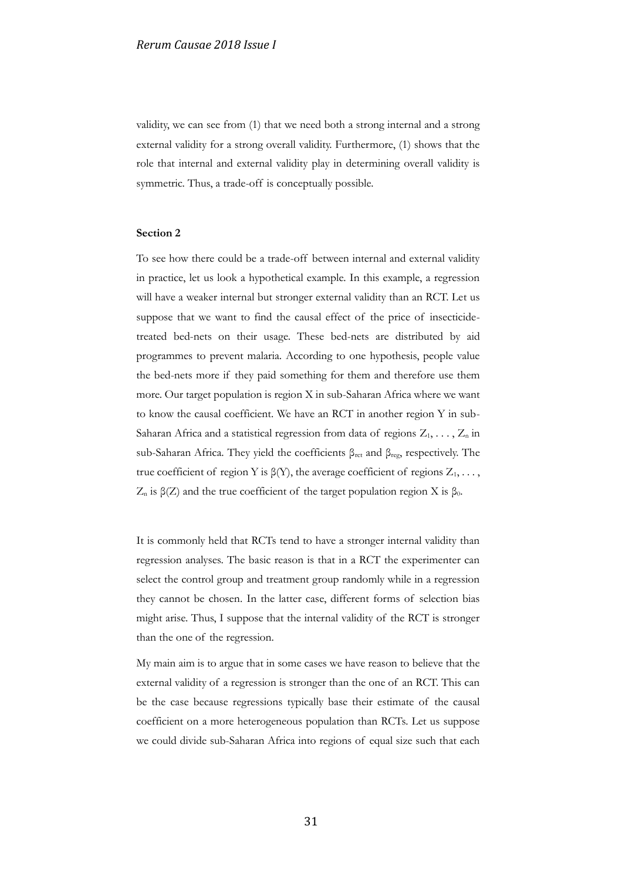validity, we can see from (1) that we need both a strong internal and a strong external validity for a strong overall validity. Furthermore, (1) shows that the role that internal and external validity play in determining overall validity is symmetric. Thus, a trade-off is conceptually possible.

**Section 2**

To see how there could be a trade-off between internal and external validity in practice, let us look a hypothetical example. In this example, a regression will have a weaker internal but stronger external validity than an RCT. Let us suppose that we want to find the causal effect of the price of insecticide-treated bed-nets on their usage. These bed-nets are distributed by aid programmes to prevent malaria. According to one hypothesis, people value the bed-nets more if they paid something for them and therefore use them more. Our target population is region X in sub-Saharan Africa where we want to know the causal coefficient. We have an RCT in another region Y in sub-Saharan Africa and a statistical regression from data of regions $Z_1, \dots, Z_n$ in sub-Saharan Africa. They yield the coefficients $\beta_{rct}$ and $\beta_{reg}$, respectively. The true coefficient of region Y is $\beta(Y)$, the average coefficient of regions $Z_1, \dots, Z_n$ is $\beta(Z)$ and the true coefficient of the target population region X is $\beta_0$.

It is commonly held that RCTs tend to have a stronger internal validity than regression analyses. The basic reason is that in a RCT the experimenter can select the control group and treatment group randomly while in a regression they cannot be chosen. In the latter case, different forms of selection bias might arise. Thus, I suppose that the internal validity of the RCT is stronger than the one of the regression.

My main aim is to argue that in some cases we have reason to believe that the external validity of a regression is stronger than the one of an RCT. This can be the case because regressions typically base their estimate of the causal coefficient on a more heterogeneous population than RCTs. Let us suppose we could divide sub-Saharan Africa into regions of equal size such that each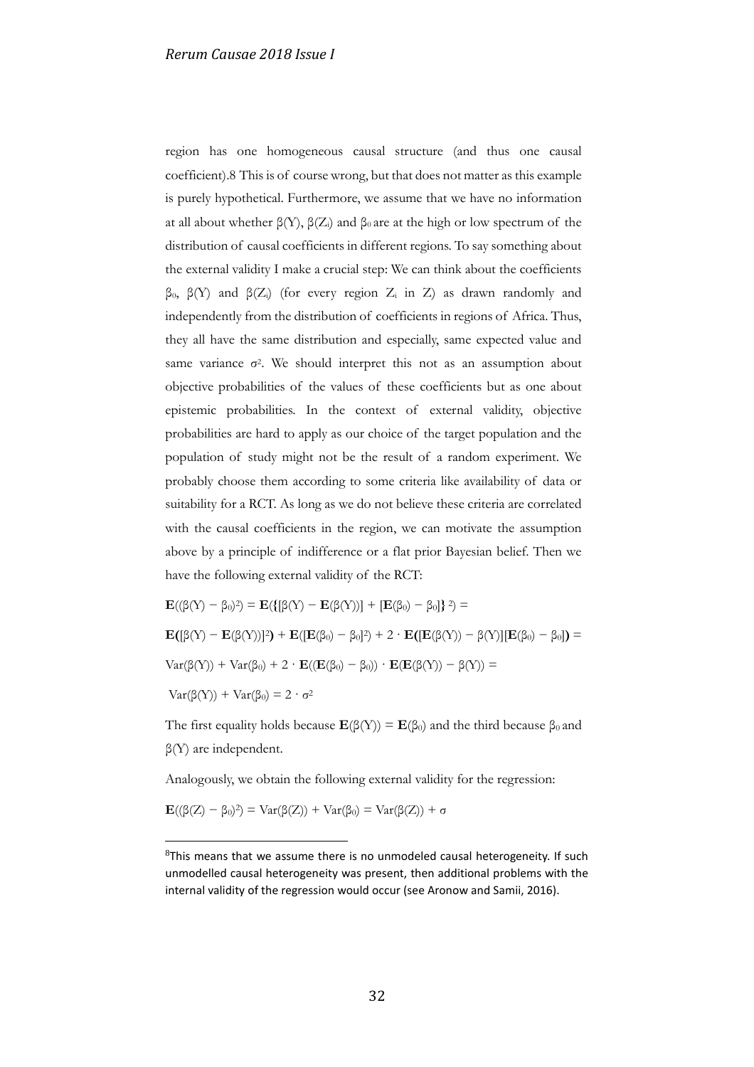region has one homogeneous causal structure (and thus one causal coefficient).[8] This is of course wrong, but that does not matter as this example is purely hypothetical. Furthermore, we assume that we have no information at all about whether $\beta(Y)$, $\beta(Z_i)$ and $\beta_0$ are at the high or low spectrum of the distribution of causal coefficients in different regions. To say something about the external validity I make a crucial step: We can think about the coefficients $\beta_0$, $\beta(Y)$ and $\beta(Z_i)$ (for every region $Z_i$ in $Z$) as drawn randomly and independently from the distribution of coefficients in regions of Africa. Thus, they all have the same distribution and especially, same expected value and same variance $\sigma^2$. We should interpret this not as an assumption about objective probabilities of the values of these coefficients but as one about epistemic probabilities. In the context of external validity, objective probabilities are hard to apply as our choice of the target population and the population of study might not be the result of a random experiment. We probably choose them according to some criteria like availability of data or suitability for a RCT. As long as we do not believe these criteria are correlated with the causal coefficients in the region, we can motivate the assumption above by a principle of indifference or a flat prior Bayesian belief. Then we have the following external validity of the RCT:

$$\mathbf{E}((\beta(Y) - \beta_0)^2) = \mathbf{E}(\{[\beta(Y) - \mathbf{E}(\beta(Y))] + [\mathbf{E}(\beta_0) - \beta_0]\}^2) =$$

$$\mathbf{E}([\beta(Y) - \mathbf{E}(\beta(Y))]^2) + \mathbf{E}([\mathbf{E}(\beta_0) - \beta_0]^2) + 2 \cdot \mathbf{E}([\mathbf{E}(\beta(Y)) - \beta(Y)][\mathbf{E}(\beta_0) - \beta_0]) =$$

$$\mathrm{Var}(\beta(Y)) + \mathrm{Var}(\beta_0) + 2 \cdot \mathbf{E}((\mathbf{E}(\beta_0) - \beta_0)) \cdot \mathbf{E}(\mathbf{E}(\beta(Y)) - \beta(Y)) =$$

$$\mathrm{Var}(\beta(Y)) + \mathrm{Var}(\beta_0) = 2 \cdot \sigma^2$$

The first equality holds because $\mathbf{E}(\beta(Y)) = \mathbf{E}(\beta_0)$ and the third because $\beta_0$ and $\beta(Y)$ are independent.

Analogously, we obtain the following external validity for the regression:

$$\mathbf{E}((\beta(Z) - \beta_0)^2) = \mathrm{Var}(\beta(Z)) + \mathrm{Var}(\beta_0) = \mathrm{Var}(\beta(Z)) + \sigma$$

[8] This means that we assume there is no unmodeled causal heterogeneity. If such unmodelled causal heterogeneity was present, then additional problems with the internal validity of the regression would occur (see Aronow and Samii, 2016).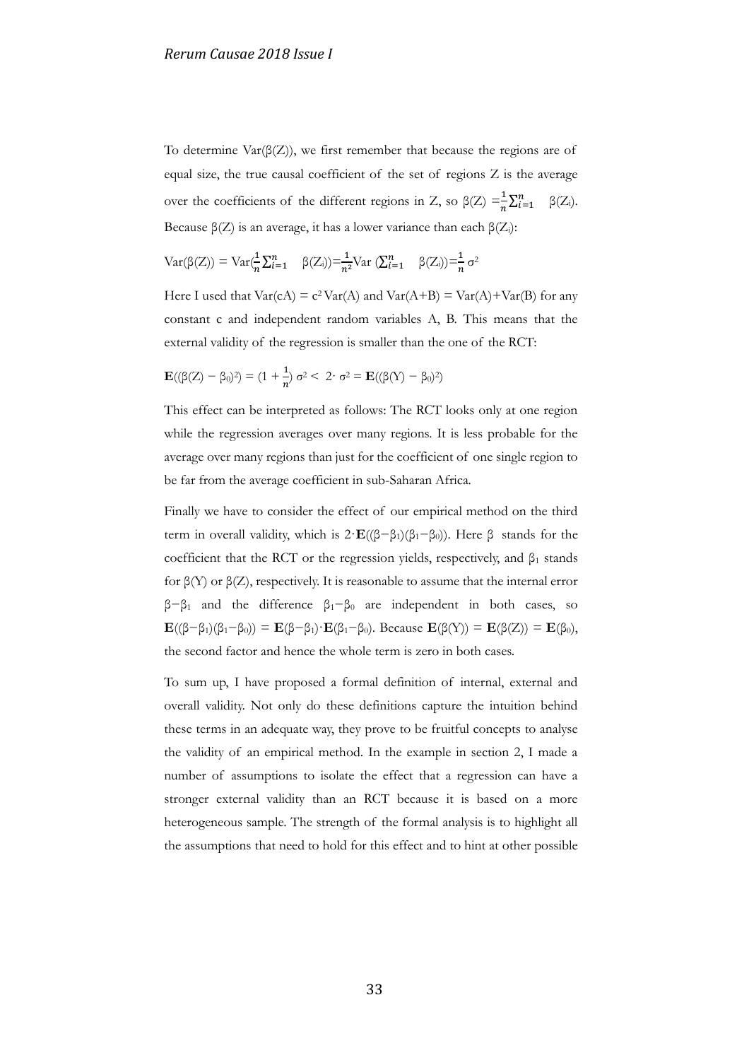To determine $\text{Var}(\beta(Z))$, we first remember that because the regions are of equal size, the true causal coefficient of the set of regions Z is the average over the coefficients of the different regions in Z, so $\beta(Z) = \frac{1}{n}\sum_{i=1}^{n} \beta(Z_i)$. Because $\beta(Z)$ is an average, it has a lower variance than each $\beta(Z_i)$:

$$\text{Var}(\beta(Z)) = \text{Var}\left(\frac{1}{n}\sum_{i=1}^{n} \beta(Z_i)\right) = \frac{1}{n^2}\text{Var}\left(\sum_{i=1}^{n} \beta(Z_i)\right) = \frac{1}{n}\sigma^2$$

Here I used that $\text{Var}(cA) = c^2\,\text{Var}(A)$ and $\text{Var}(A+B) = \text{Var}(A)+\text{Var}(B)$ for any constant c and independent random variables A, B. This means that the external validity of the regression is smaller than the one of the RCT:

$$\mathbf{E}((\beta(Z) - \beta_0)^2) = \left(1 + \frac{1}{n}\right)\sigma^2 < 2\cdot\sigma^2 = \mathbf{E}((\beta(Y) - \beta_0)^2)$$

This effect can be interpreted as follows: The RCT looks only at one region while the regression averages over many regions. It is less probable for the average over many regions than just for the coefficient of one single region to be far from the average coefficient in sub-Saharan Africa.

Finally we have to consider the effect of our empirical method on the third term in overall validity, which is $2\cdot\mathbf{E}((\beta-\beta_1)(\beta_1-\beta_0))$. Here $\beta$ stands for the coefficient that the RCT or the regression yields, respectively, and $\beta_1$ stands for $\beta(Y)$ or $\beta(Z)$, respectively. It is reasonable to assume that the internal error $\beta-\beta_1$ and the difference $\beta_1-\beta_0$ are independent in both cases, so $\mathbf{E}((\beta-\beta_1)(\beta_1-\beta_0)) = \mathbf{E}(\beta-\beta_1)\cdot\mathbf{E}(\beta_1-\beta_0)$. Because $\mathbf{E}(\beta(Y)) = \mathbf{E}(\beta(Z)) = \mathbf{E}(\beta_0)$, the second factor and hence the whole term is zero in both cases.

To sum up, I have proposed a formal definition of internal, external and overall validity. Not only do these definitions capture the intuition behind these terms in an adequate way, they prove to be fruitful concepts to analyse the validity of an empirical method. In the example in section 2, I made a number of assumptions to isolate the effect that a regression can have a stronger external validity than an RCT because it is based on a more heterogeneous sample. The strength of the formal analysis is to highlight all the assumptions that need to hold for this effect and to hint at other possible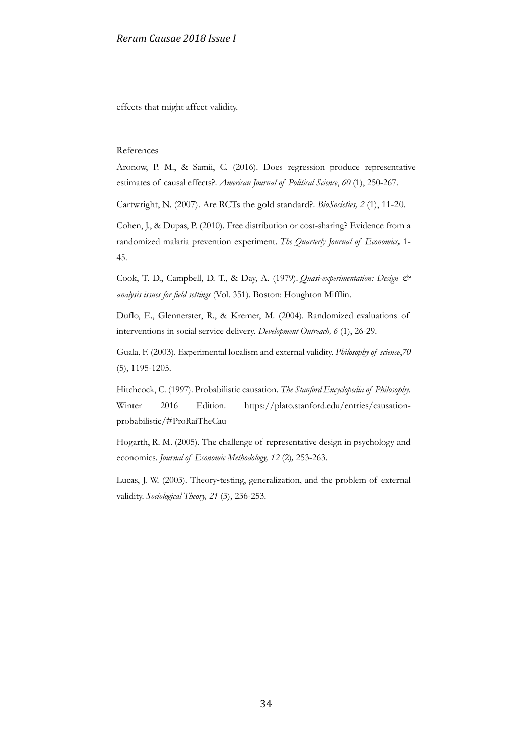effects that might affect validity.

References

Aronow, P. M., & Samii, C. (2016). Does regression produce representative estimates of causal effects?. *American Journal of Political Science*, *60* (1), 250-267.

Cartwright, N. (2007). Are RCTs the gold standard?. *BioSocieties, 2* (1), 11-20.

Cohen, J., & Dupas, P. (2010). Free distribution or cost-sharing? Evidence from a randomized malaria prevention experiment. *The Quarterly Journal of Economics,* 1-45.

Cook, T. D., Campbell, D. T., & Day, A. (1979). *Quasi-experimentation: Design & analysis issues for field settings* (Vol. 351). Boston: Houghton Mifflin.

Duflo, E., Glennerster, R., & Kremer, M. (2004). Randomized evaluations of interventions in social service delivery. *Development Outreach, 6* (1), 26-29.

Guala, F. (2003). Experimental localism and external validity. *Philosophy of science*,*70* (5), 1195-1205.

Hitchcock, C. (1997). Probabilistic causation. *The Stanford Encyclopedia of Philosophy.* Winter 2016 Edition. https://plato.stanford.edu/entries/causation-probabilistic/#ProRaiTheCau

Hogarth, R. M. (2005). The challenge of representative design in psychology and economics. *Journal of Economic Methodology, 12* (2)*,* 253-263.

Lucas, J. W. (2003). Theory-testing, generalization, and the problem of external validity. *Sociological Theory, 21* (3), 236-253.